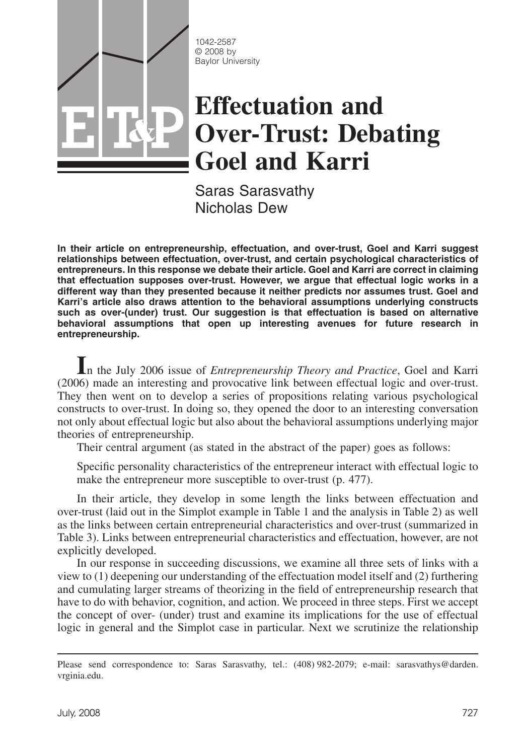1042-2587
© 2008 by
Baylor University

# Effectuation and Over-Trust: Debating Goel and Karri

Saras Sarasvathy
Nicholas Dew

**In their article on entrepreneurship, effectuation, and over-trust, Goel and Karri suggest relationships between effectuation, over-trust, and certain psychological characteristics of entrepreneurs. In this response we debate their article. Goel and Karri are correct in claiming that effectuation supposes over-trust. However, we argue that effectual logic works in a different way than they presented because it neither predicts nor assumes trust. Goel and Karri's article also draws attention to the behavioral assumptions underlying constructs such as over-(under) trust. Our suggestion is that effectuation is based on alternative behavioral assumptions that open up interesting avenues for future research in entrepreneurship.**

In the July 2006 issue of *Entrepreneurship Theory and Practice*, Goel and Karri (2006) made an interesting and provocative link between effectual logic and over-trust. They then went on to develop a series of propositions relating various psychological constructs to over-trust. In doing so, they opened the door to an interesting conversation not only about effectual logic but also about the behavioral assumptions underlying major theories of entrepreneurship.

Their central argument (as stated in the abstract of the paper) goes as follows:

> Specific personality characteristics of the entrepreneur interact with effectual logic to make the entrepreneur more susceptible to over-trust (p. 477).

In their article, they develop in some length the links between effectuation and over-trust (laid out in the Simplot example in Table 1 and the analysis in Table 2) as well as the links between certain entrepreneurial characteristics and over-trust (summarized in Table 3). Links between entrepreneurial characteristics and effectuation, however, are not explicitly developed.

In our response in succeeding discussions, we examine all three sets of links with a view to (1) deepening our understanding of the effectuation model itself and (2) furthering and cumulating larger streams of theorizing in the field of entrepreneurship research that have to do with behavior, cognition, and action. We proceed in three steps. First we accept the concept of over- (under) trust and examine its implications for the use of effectual logic in general and the Simplot case in particular. Next we scrutinize the relationship

Please send correspondence to: Saras Sarasvathy, tel.: (408) 982-2079; e-mail: sarasvathys@darden.vrginia.edu.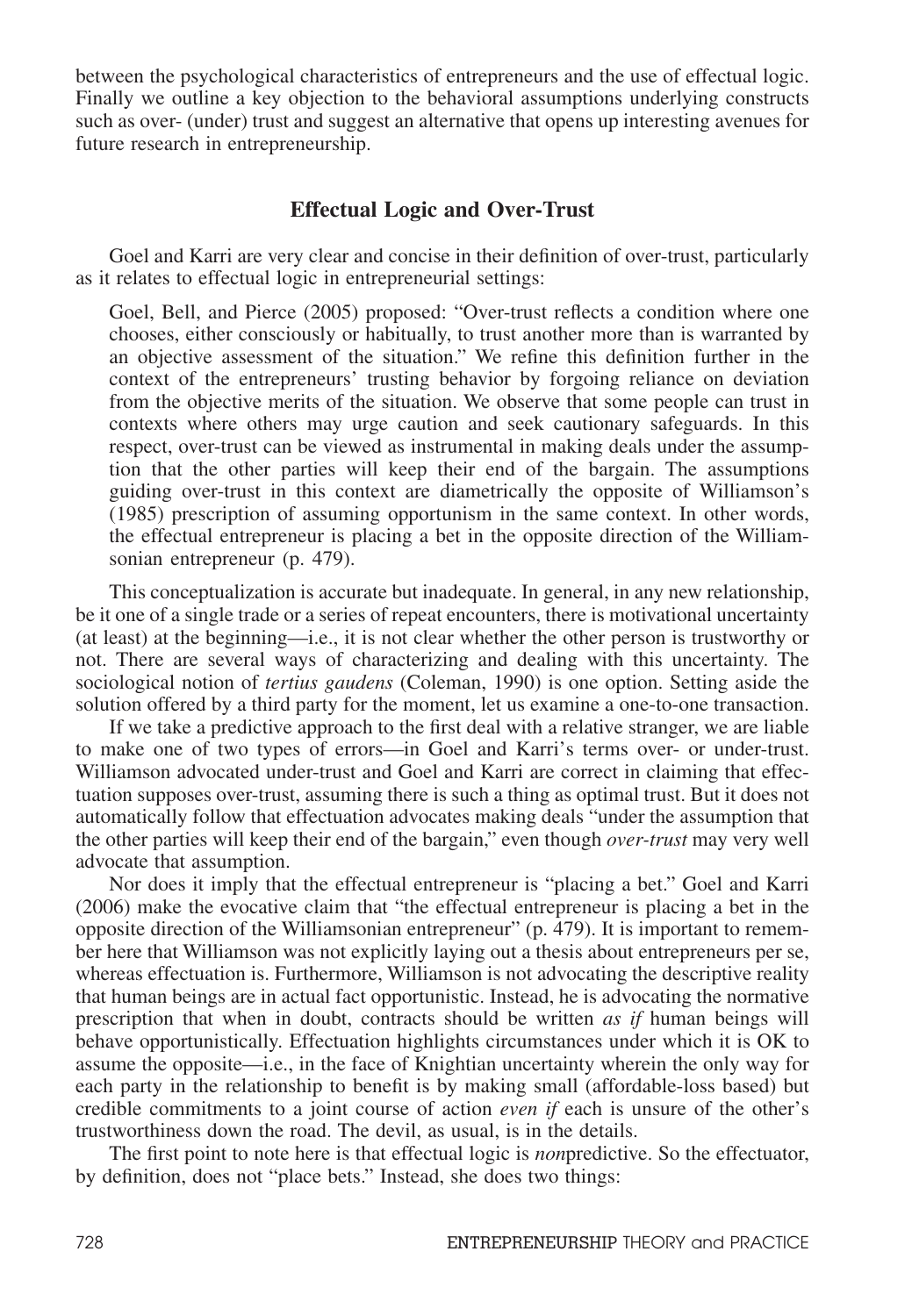between the psychological characteristics of entrepreneurs and the use of effectual logic. Finally we outline a key objection to the behavioral assumptions underlying constructs such as over- (under) trust and suggest an alternative that opens up interesting avenues for future research in entrepreneurship.

## Effectual Logic and Over-Trust

Goel and Karri are very clear and concise in their definition of over-trust, particularly as it relates to effectual logic in entrepreneurial settings:

> Goel, Bell, and Pierce (2005) proposed: "Over-trust reflects a condition where one chooses, either consciously or habitually, to trust another more than is warranted by an objective assessment of the situation." We refine this definition further in the context of the entrepreneurs' trusting behavior by forgoing reliance on deviation from the objective merits of the situation. We observe that some people can trust in contexts where others may urge caution and seek cautionary safeguards. In this respect, over-trust can be viewed as instrumental in making deals under the assumption that the other parties will keep their end of the bargain. The assumptions guiding over-trust in this context are diametrically the opposite of Williamson's (1985) prescription of assuming opportunism in the same context. In other words, the effectual entrepreneur is placing a bet in the opposite direction of the Williamsonian entrepreneur (p. 479).

This conceptualization is accurate but inadequate. In general, in any new relationship, be it one of a single trade or a series of repeat encounters, there is motivational uncertainty (at least) at the beginning—i.e., it is not clear whether the other person is trustworthy or not. There are several ways of characterizing and dealing with this uncertainty. The sociological notion of *tertius gaudens* (Coleman, 1990) is one option. Setting aside the solution offered by a third party for the moment, let us examine a one-to-one transaction.

If we take a predictive approach to the first deal with a relative stranger, we are liable to make one of two types of errors—in Goel and Karri's terms over- or under-trust. Williamson advocated under-trust and Goel and Karri are correct in claiming that effectuation supposes over-trust, assuming there is such a thing as optimal trust. But it does not automatically follow that effectuation advocates making deals "under the assumption that the other parties will keep their end of the bargain," even though *over-trust* may very well advocate that assumption.

Nor does it imply that the effectual entrepreneur is "placing a bet." Goel and Karri (2006) make the evocative claim that "the effectual entrepreneur is placing a bet in the opposite direction of the Williamsonian entrepreneur" (p. 479). It is important to remember here that Williamson was not explicitly laying out a thesis about entrepreneurs per se, whereas effectuation is. Furthermore, Williamson is not advocating the descriptive reality that human beings are in actual fact opportunistic. Instead, he is advocating the normative prescription that when in doubt, contracts should be written *as if* human beings will behave opportunistically. Effectuation highlights circumstances under which it is OK to assume the opposite—i.e., in the face of Knightian uncertainty wherein the only way for each party in the relationship to benefit is by making small (affordable-loss based) but credible commitments to a joint course of action *even if* each is unsure of the other's trustworthiness down the road. The devil, as usual, is in the details.

The first point to note here is that effectual logic is *non*predictive. So the effectuator, by definition, does not "place bets." Instead, she does two things: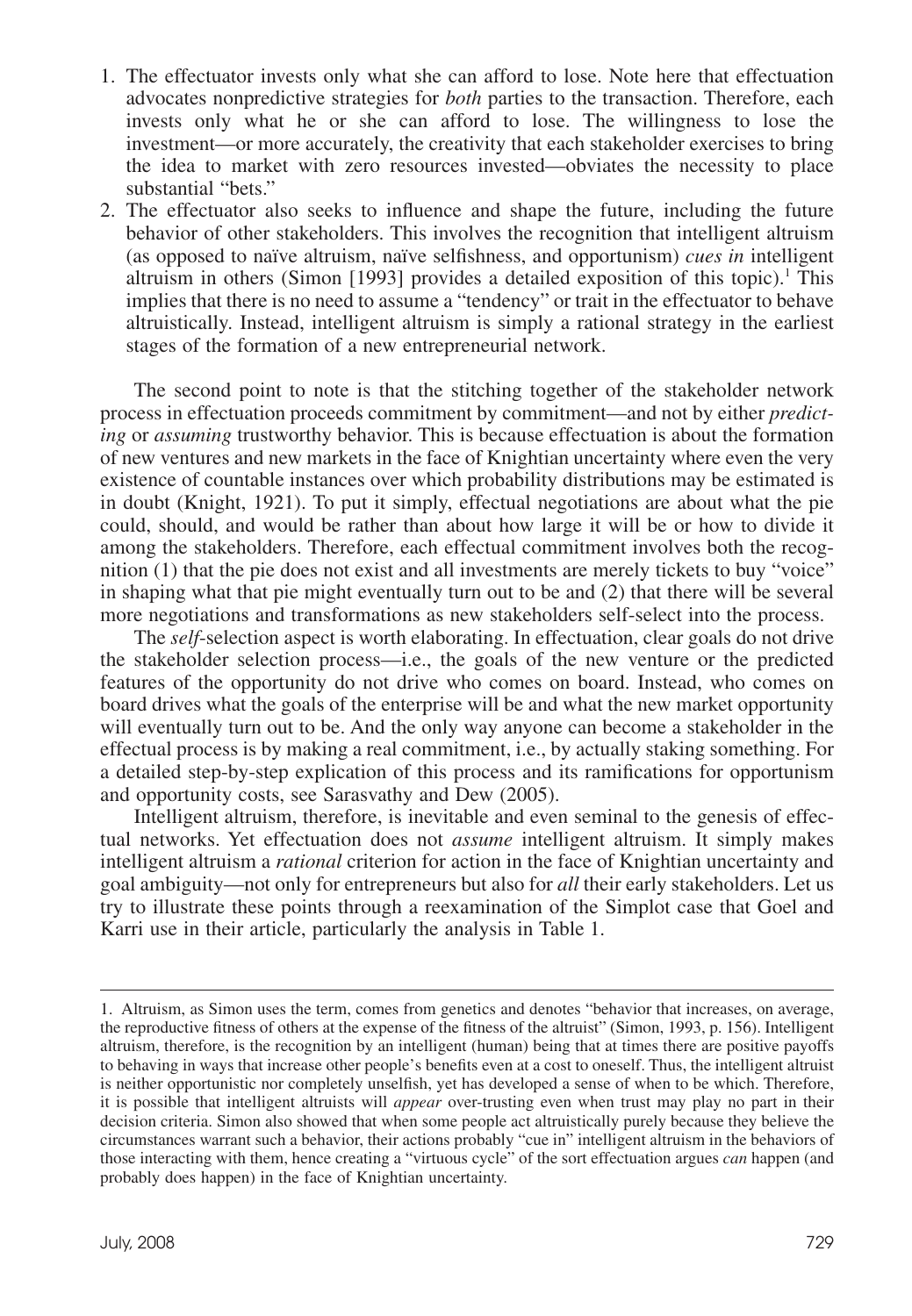1. The effectuator invests only what she can afford to lose. Note here that effectuation advocates nonpredictive strategies for *both* parties to the transaction. Therefore, each invests only what he or she can afford to lose. The willingness to lose the investment—or more accurately, the creativity that each stakeholder exercises to bring the idea to market with zero resources invested—obviates the necessity to place substantial "bets."
2. The effectuator also seeks to influence and shape the future, including the future behavior of other stakeholders. This involves the recognition that intelligent altruism (as opposed to naïve altruism, naïve selfishness, and opportunism) *cues in* intelligent altruism in others (Simon [1993] provides a detailed exposition of this topic).[1] This implies that there is no need to assume a "tendency" or trait in the effectuator to behave altruistically. Instead, intelligent altruism is simply a rational strategy in the earliest stages of the formation of a new entrepreneurial network.

The second point to note is that the stitching together of the stakeholder network process in effectuation proceeds commitment by commitment—and not by either *predicting* or *assuming* trustworthy behavior. This is because effectuation is about the formation of new ventures and new markets in the face of Knightian uncertainty where even the very existence of countable instances over which probability distributions may be estimated is in doubt (Knight, 1921). To put it simply, effectual negotiations are about what the pie could, should, and would be rather than about how large it will be or how to divide it among the stakeholders. Therefore, each effectual commitment involves both the recognition (1) that the pie does not exist and all investments are merely tickets to buy "voice" in shaping what that pie might eventually turn out to be and (2) that there will be several more negotiations and transformations as new stakeholders self-select into the process.

The *self*-selection aspect is worth elaborating. In effectuation, clear goals do not drive the stakeholder selection process—i.e., the goals of the new venture or the predicted features of the opportunity do not drive who comes on board. Instead, who comes on board drives what the goals of the enterprise will be and what the new market opportunity will eventually turn out to be. And the only way anyone can become a stakeholder in the effectual process is by making a real commitment, i.e., by actually staking something. For a detailed step-by-step explication of this process and its ramifications for opportunism and opportunity costs, see Sarasvathy and Dew (2005).

Intelligent altruism, therefore, is inevitable and even seminal to the genesis of effectual networks. Yet effectuation does not *assume* intelligent altruism. It simply makes intelligent altruism a *rational* criterion for action in the face of Knightian uncertainty and goal ambiguity—not only for entrepreneurs but also for *all* their early stakeholders. Let us try to illustrate these points through a reexamination of the Simplot case that Goel and Karri use in their article, particularly the analysis in Table 1.

1. Altruism, as Simon uses the term, comes from genetics and denotes "behavior that increases, on average, the reproductive fitness of others at the expense of the fitness of the altruist" (Simon, 1993, p. 156). Intelligent altruism, therefore, is the recognition by an intelligent (human) being that at times there are positive payoffs to behaving in ways that increase other people's benefits even at a cost to oneself. Thus, the intelligent altruist is neither opportunistic nor completely unselfish, yet has developed a sense of when to be which. Therefore, it is possible that intelligent altruists will *appear* over-trusting even when trust may play no part in their decision criteria. Simon also showed that when some people act altruistically purely because they believe the circumstances warrant such a behavior, their actions probably "cue in" intelligent altruism in the behaviors of those interacting with them, hence creating a "virtuous cycle" of the sort effectuation argues *can* happen (and probably does happen) in the face of Knightian uncertainty.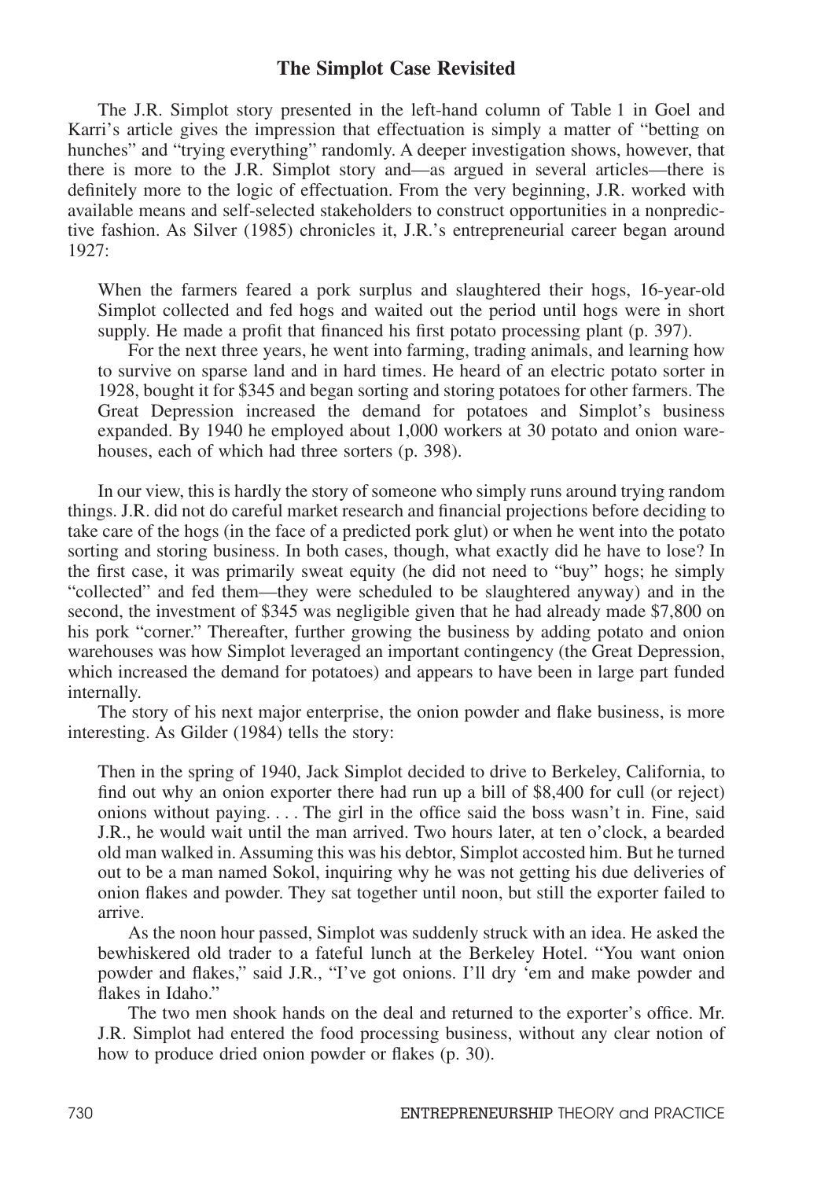## The Simplot Case Revisited

The J.R. Simplot story presented in the left-hand column of Table 1 in Goel and Karri's article gives the impression that effectuation is simply a matter of "betting on hunches" and "trying everything" randomly. A deeper investigation shows, however, that there is more to the J.R. Simplot story and—as argued in several articles—there is definitely more to the logic of effectuation. From the very beginning, J.R. worked with available means and self-selected stakeholders to construct opportunities in a nonpredictive fashion. As Silver (1985) chronicles it, J.R.'s entrepreneurial career began around 1927:

> When the farmers feared a pork surplus and slaughtered their hogs, 16-year-old Simplot collected and fed hogs and waited out the period until hogs were in short supply. He made a profit that financed his first potato processing plant (p. 397).
>
> For the next three years, he went into farming, trading animals, and learning how to survive on sparse land and in hard times. He heard of an electric potato sorter in 1928, bought it for $345 and began sorting and storing potatoes for other farmers. The Great Depression increased the demand for potatoes and Simplot's business expanded. By 1940 he employed about 1,000 workers at 30 potato and onion warehouses, each of which had three sorters (p. 398).

In our view, this is hardly the story of someone who simply runs around trying random things. J.R. did not do careful market research and financial projections before deciding to take care of the hogs (in the face of a predicted pork glut) or when he went into the potato sorting and storing business. In both cases, though, what exactly did he have to lose? In the first case, it was primarily sweat equity (he did not need to "buy" hogs; he simply "collected" and fed them—they were scheduled to be slaughtered anyway) and in the second, the investment of $345 was negligible given that he had already made $7,800 on his pork "corner." Thereafter, further growing the business by adding potato and onion warehouses was how Simplot leveraged an important contingency (the Great Depression, which increased the demand for potatoes) and appears to have been in large part funded internally.

The story of his next major enterprise, the onion powder and flake business, is more interesting. As Gilder (1984) tells the story:

> Then in the spring of 1940, Jack Simplot decided to drive to Berkeley, California, to find out why an onion exporter there had run up a bill of $8,400 for cull (or reject) onions without paying. . . . The girl in the office said the boss wasn't in. Fine, said J.R., he would wait until the man arrived. Two hours later, at ten o'clock, a bearded old man walked in. Assuming this was his debtor, Simplot accosted him. But he turned out to be a man named Sokol, inquiring why he was not getting his due deliveries of onion flakes and powder. They sat together until noon, but still the exporter failed to arrive.
>
> As the noon hour passed, Simplot was suddenly struck with an idea. He asked the bewhiskered old trader to a fateful lunch at the Berkeley Hotel. "You want onion powder and flakes," said J.R., "I've got onions. I'll dry 'em and make powder and flakes in Idaho."
>
> The two men shook hands on the deal and returned to the exporter's office. Mr. J.R. Simplot had entered the food processing business, without any clear notion of how to produce dried onion powder or flakes (p. 30).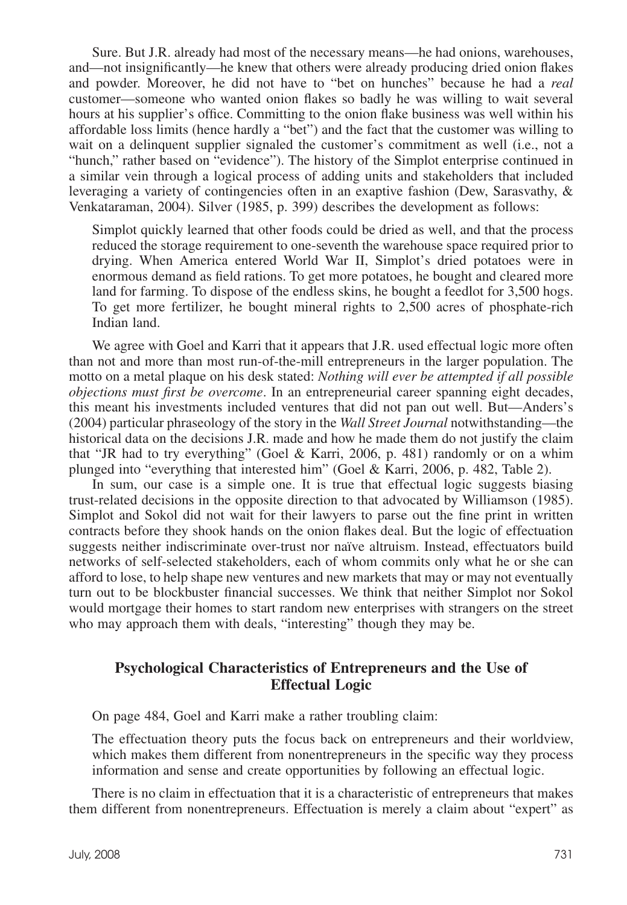Sure. But J.R. already had most of the necessary means—he had onions, warehouses, and—not insignificantly—he knew that others were already producing dried onion flakes and powder. Moreover, he did not have to "bet on hunches" because he had a *real* customer—someone who wanted onion flakes so badly he was willing to wait several hours at his supplier's office. Committing to the onion flake business was well within his affordable loss limits (hence hardly a "bet") and the fact that the customer was willing to wait on a delinquent supplier signaled the customer's commitment as well (i.e., not a "hunch," rather based on "evidence"). The history of the Simplot enterprise continued in a similar vein through a logical process of adding units and stakeholders that included leveraging a variety of contingencies often in an exaptive fashion (Dew, Sarasvathy, & Venkataraman, 2004). Silver (1985, p. 399) describes the development as follows:

> Simplot quickly learned that other foods could be dried as well, and that the process reduced the storage requirement to one-seventh the warehouse space required prior to drying. When America entered World War II, Simplot's dried potatoes were in enormous demand as field rations. To get more potatoes, he bought and cleared more land for farming. To dispose of the endless skins, he bought a feedlot for 3,500 hogs. To get more fertilizer, he bought mineral rights to 2,500 acres of phosphate-rich Indian land.

We agree with Goel and Karri that it appears that J.R. used effectual logic more often than not and more than most run-of-the-mill entrepreneurs in the larger population. The motto on a metal plaque on his desk stated: *Nothing will ever be attempted if all possible objections must first be overcome*. In an entrepreneurial career spanning eight decades, this meant his investments included ventures that did not pan out well. But—Anders's (2004) particular phraseology of the story in the *Wall Street Journal* notwithstanding—the historical data on the decisions J.R. made and how he made them do not justify the claim that "JR had to try everything" (Goel & Karri, 2006, p. 481) randomly or on a whim plunged into "everything that interested him" (Goel & Karri, 2006, p. 482, Table 2).

In sum, our case is a simple one. It is true that effectual logic suggests biasing trust-related decisions in the opposite direction to that advocated by Williamson (1985). Simplot and Sokol did not wait for their lawyers to parse out the fine print in written contracts before they shook hands on the onion flakes deal. But the logic of effectuation suggests neither indiscriminate over-trust nor naïve altruism. Instead, effectuators build networks of self-selected stakeholders, each of whom commits only what he or she can afford to lose, to help shape new ventures and new markets that may or may not eventually turn out to be blockbuster financial successes. We think that neither Simplot nor Sokol would mortgage their homes to start random new enterprises with strangers on the street who may approach them with deals, "interesting" though they may be.

## Psychological Characteristics of Entrepreneurs and the Use of Effectual Logic

On page 484, Goel and Karri make a rather troubling claim:

> The effectuation theory puts the focus back on entrepreneurs and their worldview, which makes them different from nonentrepreneurs in the specific way they process information and sense and create opportunities by following an effectual logic.

There is no claim in effectuation that it is a characteristic of entrepreneurs that makes them different from nonentrepreneurs. Effectuation is merely a claim about "expert" as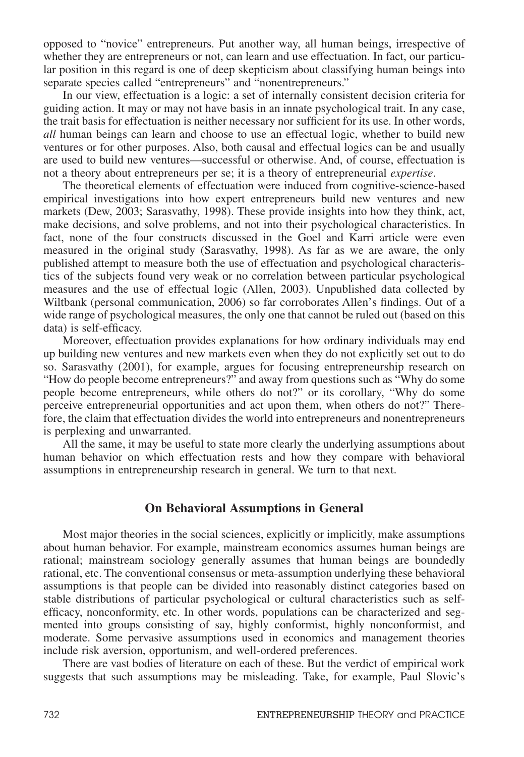opposed to "novice" entrepreneurs. Put another way, all human beings, irrespective of whether they are entrepreneurs or not, can learn and use effectuation. In fact, our particular position in this regard is one of deep skepticism about classifying human beings into separate species called "entrepreneurs" and "nonentrepreneurs."

In our view, effectuation is a logic: a set of internally consistent decision criteria for guiding action. It may or may not have basis in an innate psychological trait. In any case, the trait basis for effectuation is neither necessary nor sufficient for its use. In other words, *all* human beings can learn and choose to use an effectual logic, whether to build new ventures or for other purposes. Also, both causal and effectual logics can be and usually are used to build new ventures—successful or otherwise. And, of course, effectuation is not a theory about entrepreneurs per se; it is a theory of entrepreneurial *expertise*.

The theoretical elements of effectuation were induced from cognitive-science-based empirical investigations into how expert entrepreneurs build new ventures and new markets (Dew, 2003; Sarasvathy, 1998). These provide insights into how they think, act, make decisions, and solve problems, and not into their psychological characteristics. In fact, none of the four constructs discussed in the Goel and Karri article were even measured in the original study (Sarasvathy, 1998). As far as we are aware, the only published attempt to measure both the use of effectuation and psychological characteristics of the subjects found very weak or no correlation between particular psychological measures and the use of effectual logic (Allen, 2003). Unpublished data collected by Wiltbank (personal communication, 2006) so far corroborates Allen's findings. Out of a wide range of psychological measures, the only one that cannot be ruled out (based on this data) is self-efficacy.

Moreover, effectuation provides explanations for how ordinary individuals may end up building new ventures and new markets even when they do not explicitly set out to do so. Sarasvathy (2001), for example, argues for focusing entrepreneurship research on "How do people become entrepreneurs?" and away from questions such as "Why do some people become entrepreneurs, while others do not?" or its corollary, "Why do some perceive entrepreneurial opportunities and act upon them, when others do not?" Therefore, the claim that effectuation divides the world into entrepreneurs and nonentrepreneurs is perplexing and unwarranted.

All the same, it may be useful to state more clearly the underlying assumptions about human behavior on which effectuation rests and how they compare with behavioral assumptions in entrepreneurship research in general. We turn to that next.

## On Behavioral Assumptions in General

Most major theories in the social sciences, explicitly or implicitly, make assumptions about human behavior. For example, mainstream economics assumes human beings are rational; mainstream sociology generally assumes that human beings are boundedly rational, etc. The conventional consensus or meta-assumption underlying these behavioral assumptions is that people can be divided into reasonably distinct categories based on stable distributions of particular psychological or cultural characteristics such as self-efficacy, nonconformity, etc. In other words, populations can be characterized and segmented into groups consisting of say, highly conformist, highly nonconformist, and moderate. Some pervasive assumptions used in economics and management theories include risk aversion, opportunism, and well-ordered preferences.

There are vast bodies of literature on each of these. But the verdict of empirical work suggests that such assumptions may be misleading. Take, for example, Paul Slovic's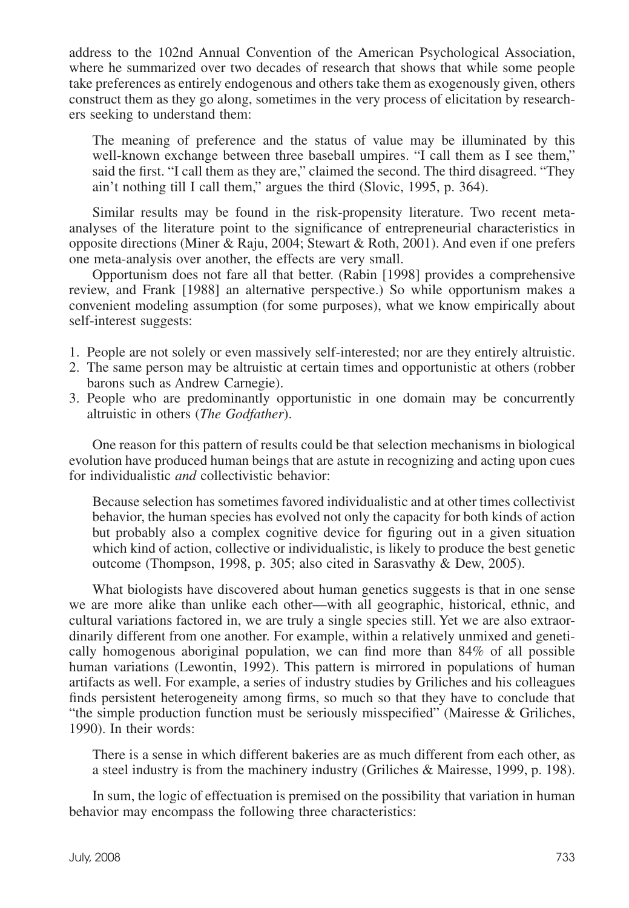address to the 102nd Annual Convention of the American Psychological Association, where he summarized over two decades of research that shows that while some people take preferences as entirely endogenous and others take them as exogenously given, others construct them as they go along, sometimes in the very process of elicitation by researchers seeking to understand them:

> The meaning of preference and the status of value may be illuminated by this well-known exchange between three baseball umpires. "I call them as I see them," said the first. "I call them as they are," claimed the second. The third disagreed. "They ain't nothing till I call them," argues the third (Slovic, 1995, p. 364).

Similar results may be found in the risk-propensity literature. Two recent meta-analyses of the literature point to the significance of entrepreneurial characteristics in opposite directions (Miner & Raju, 2004; Stewart & Roth, 2001). And even if one prefers one meta-analysis over another, the effects are very small.

Opportunism does not fare all that better. (Rabin [1998] provides a comprehensive review, and Frank [1988] an alternative perspective.) So while opportunism makes a convenient modeling assumption (for some purposes), what we know empirically about self-interest suggests:

1. People are not solely or even massively self-interested; nor are they entirely altruistic.
2. The same person may be altruistic at certain times and opportunistic at others (robber barons such as Andrew Carnegie).
3. People who are predominantly opportunistic in one domain may be concurrently altruistic in others (*The Godfather*).

One reason for this pattern of results could be that selection mechanisms in biological evolution have produced human beings that are astute in recognizing and acting upon cues for individualistic *and* collectivistic behavior:

> Because selection has sometimes favored individualistic and at other times collectivist behavior, the human species has evolved not only the capacity for both kinds of action but probably also a complex cognitive device for figuring out in a given situation which kind of action, collective or individualistic, is likely to produce the best genetic outcome (Thompson, 1998, p. 305; also cited in Sarasvathy & Dew, 2005).

What biologists have discovered about human genetics suggests is that in one sense we are more alike than unlike each other—with all geographic, historical, ethnic, and cultural variations factored in, we are truly a single species still. Yet we are also extraordinarily different from one another. For example, within a relatively unmixed and genetically homogenous aboriginal population, we can find more than 84% of all possible human variations (Lewontin, 1992). This pattern is mirrored in populations of human artifacts as well. For example, a series of industry studies by Griliches and his colleagues finds persistent heterogeneity among firms, so much so that they have to conclude that "the simple production function must be seriously misspecified" (Mairesse & Griliches, 1990). In their words:

> There is a sense in which different bakeries are as much different from each other, as a steel industry is from the machinery industry (Griliches & Mairesse, 1999, p. 198).

In sum, the logic of effectuation is premised on the possibility that variation in human behavior may encompass the following three characteristics: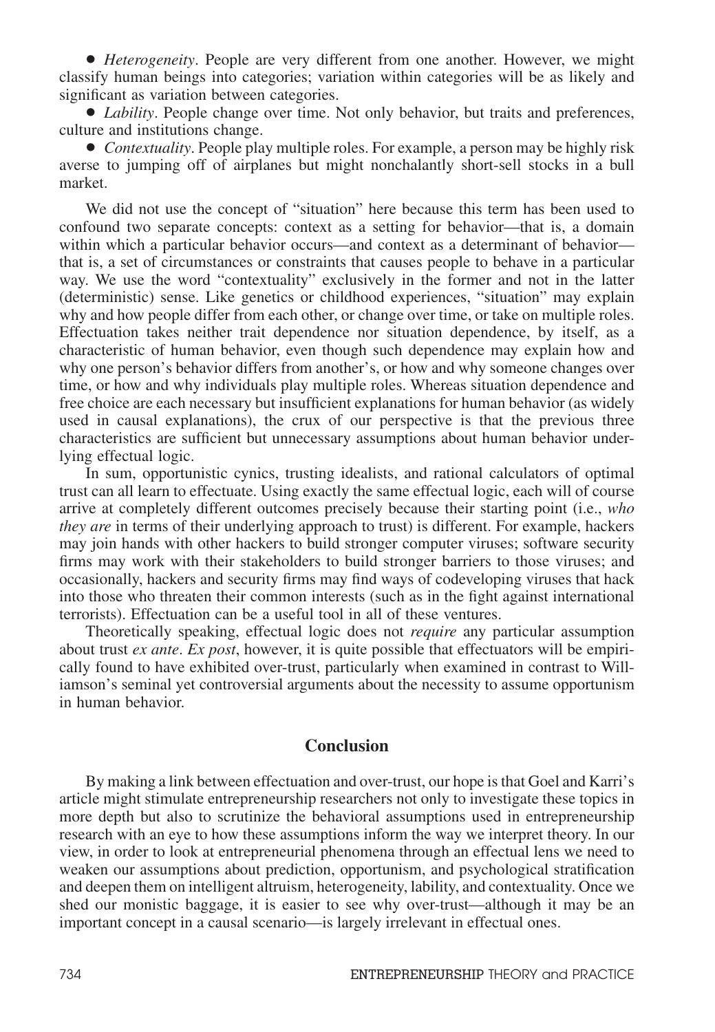- *Heterogeneity*. People are very different from one another. However, we might classify human beings into categories; variation within categories will be as likely and significant as variation between categories.
- *Lability*. People change over time. Not only behavior, but traits and preferences, culture and institutions change.
- *Contextuality*. People play multiple roles. For example, a person may be highly risk averse to jumping off of airplanes but might nonchalantly short-sell stocks in a bull market.

We did not use the concept of "situation" here because this term has been used to confound two separate concepts: context as a setting for behavior—that is, a domain within which a particular behavior occurs—and context as a determinant of behavior—that is, a set of circumstances or constraints that causes people to behave in a particular way. We use the word "contextuality" exclusively in the former and not in the latter (deterministic) sense. Like genetics or childhood experiences, "situation" may explain why and how people differ from each other, or change over time, or take on multiple roles. Effectuation takes neither trait dependence nor situation dependence, by itself, as a characteristic of human behavior, even though such dependence may explain how and why one person's behavior differs from another's, or how and why someone changes over time, or how and why individuals play multiple roles. Whereas situation dependence and free choice are each necessary but insufficient explanations for human behavior (as widely used in causal explanations), the crux of our perspective is that the previous three characteristics are sufficient but unnecessary assumptions about human behavior underlying effectual logic.

In sum, opportunistic cynics, trusting idealists, and rational calculators of optimal trust can all learn to effectuate. Using exactly the same effectual logic, each will of course arrive at completely different outcomes precisely because their starting point (i.e., *who they are* in terms of their underlying approach to trust) is different. For example, hackers may join hands with other hackers to build stronger computer viruses; software security firms may work with their stakeholders to build stronger barriers to those viruses; and occasionally, hackers and security firms may find ways of codeveloping viruses that hack into those who threaten their common interests (such as in the fight against international terrorists). Effectuation can be a useful tool in all of these ventures.

Theoretically speaking, effectual logic does not *require* any particular assumption about trust *ex ante*. *Ex post*, however, it is quite possible that effectuators will be empirically found to have exhibited over-trust, particularly when examined in contrast to Williamson's seminal yet controversial arguments about the necessity to assume opportunism in human behavior.

## Conclusion

By making a link between effectuation and over-trust, our hope is that Goel and Karri's article might stimulate entrepreneurship researchers not only to investigate these topics in more depth but also to scrutinize the behavioral assumptions used in entrepreneurship research with an eye to how these assumptions inform the way we interpret theory. In our view, in order to look at entrepreneurial phenomena through an effectual lens we need to weaken our assumptions about prediction, opportunism, and psychological stratification and deepen them on intelligent altruism, heterogeneity, lability, and contextuality. Once we shed our monistic baggage, it is easier to see why over-trust—although it may be an important concept in a causal scenario—is largely irrelevant in effectual ones.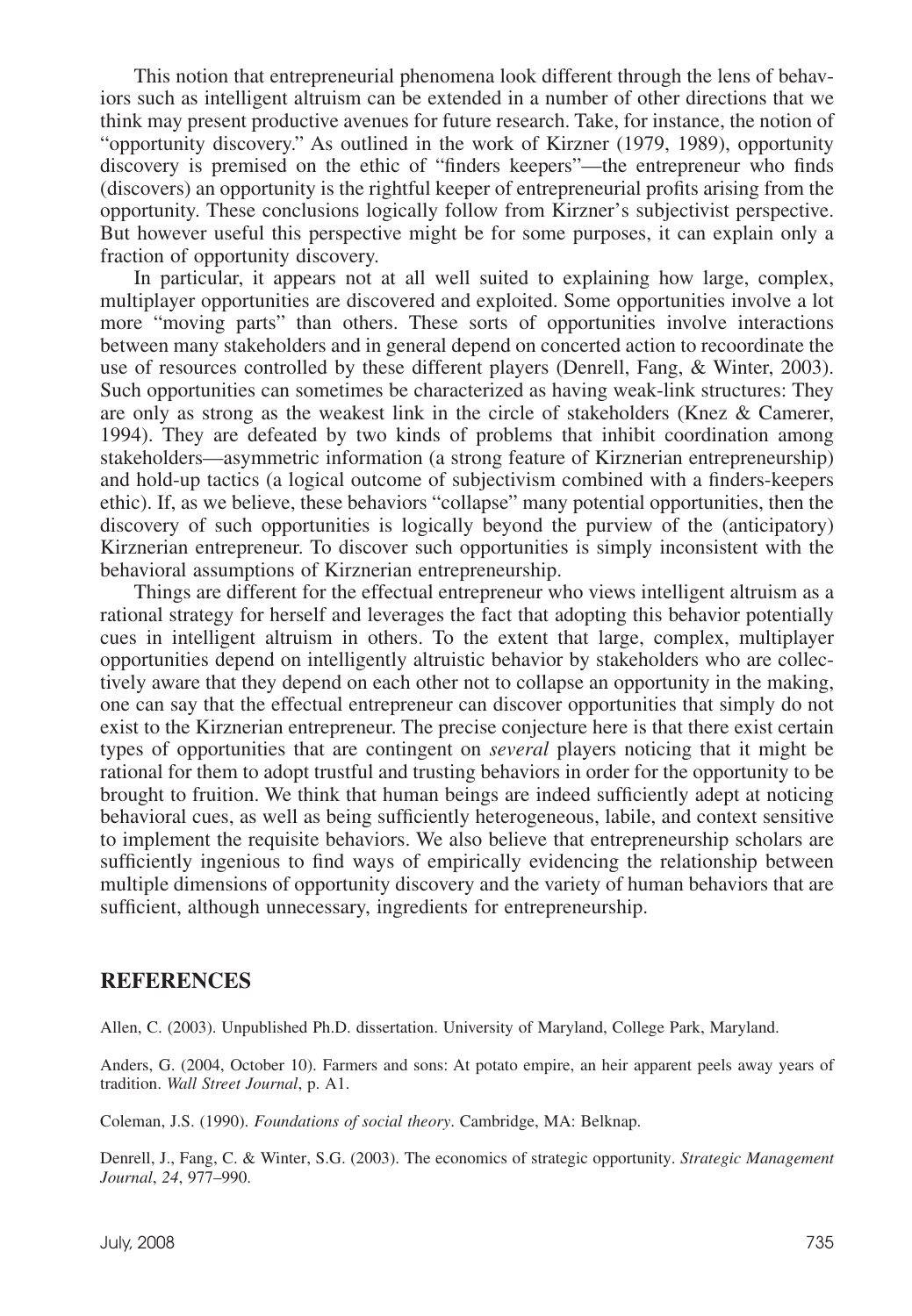This notion that entrepreneurial phenomena look different through the lens of behaviors such as intelligent altruism can be extended in a number of other directions that we think may present productive avenues for future research. Take, for instance, the notion of "opportunity discovery." As outlined in the work of Kirzner (1979, 1989), opportunity discovery is premised on the ethic of "finders keepers"—the entrepreneur who finds (discovers) an opportunity is the rightful keeper of entrepreneurial profits arising from the opportunity. These conclusions logically follow from Kirzner's subjectivist perspective. But however useful this perspective might be for some purposes, it can explain only a fraction of opportunity discovery.

In particular, it appears not at all well suited to explaining how large, complex, multiplayer opportunities are discovered and exploited. Some opportunities involve a lot more "moving parts" than others. These sorts of opportunities involve interactions between many stakeholders and in general depend on concerted action to recoordinate the use of resources controlled by these different players (Denrell, Fang, & Winter, 2003). Such opportunities can sometimes be characterized as having weak-link structures: They are only as strong as the weakest link in the circle of stakeholders (Knez & Camerer, 1994). They are defeated by two kinds of problems that inhibit coordination among stakeholders—asymmetric information (a strong feature of Kirznerian entrepreneurship) and hold-up tactics (a logical outcome of subjectivism combined with a finders-keepers ethic). If, as we believe, these behaviors "collapse" many potential opportunities, then the discovery of such opportunities is logically beyond the purview of the (anticipatory) Kirznerian entrepreneur. To discover such opportunities is simply inconsistent with the behavioral assumptions of Kirznerian entrepreneurship.

Things are different for the effectual entrepreneur who views intelligent altruism as a rational strategy for herself and leverages the fact that adopting this behavior potentially cues in intelligent altruism in others. To the extent that large, complex, multiplayer opportunities depend on intelligently altruistic behavior by stakeholders who are collectively aware that they depend on each other not to collapse an opportunity in the making, one can say that the effectual entrepreneur can discover opportunities that simply do not exist to the Kirznerian entrepreneur. The precise conjecture here is that there exist certain types of opportunities that are contingent on *several* players noticing that it might be rational for them to adopt trustful and trusting behaviors in order for the opportunity to be brought to fruition. We think that human beings are indeed sufficiently adept at noticing behavioral cues, as well as being sufficiently heterogeneous, labile, and context sensitive to implement the requisite behaviors. We also believe that entrepreneurship scholars are sufficiently ingenious to find ways of empirically evidencing the relationship between multiple dimensions of opportunity discovery and the variety of human behaviors that are sufficient, although unnecessary, ingredients for entrepreneurship.

## REFERENCES

Allen, C. (2003). Unpublished Ph.D. dissertation. University of Maryland, College Park, Maryland.

Anders, G. (2004, October 10). Farmers and sons: At potato empire, an heir apparent peels away years of tradition. *Wall Street Journal*, p. A1.

Coleman, J.S. (1990). *Foundations of social theory*. Cambridge, MA: Belknap.

Denrell, J., Fang, C. & Winter, S.G. (2003). The economics of strategic opportunity. *Strategic Management Journal*, *24*, 977–990.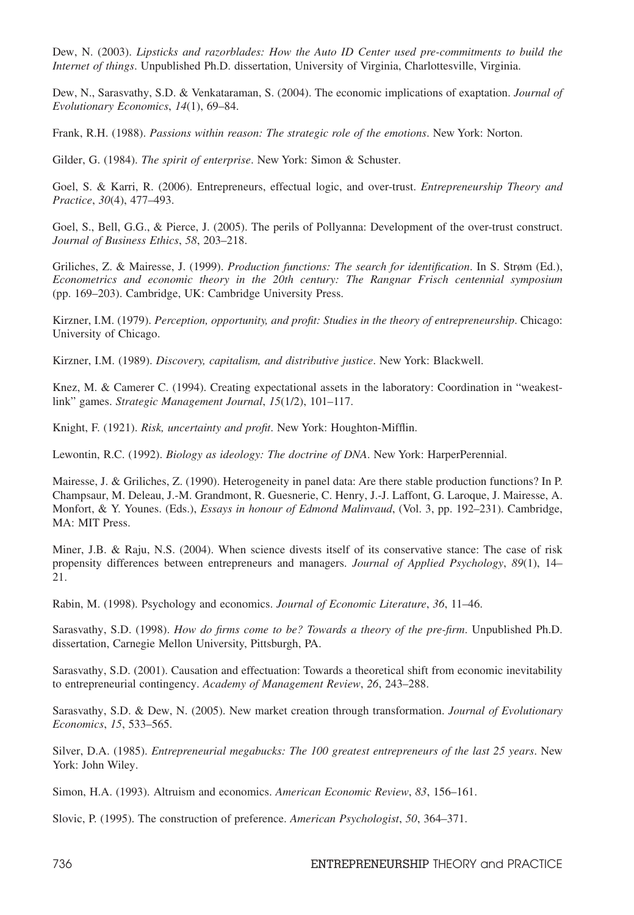Dew, N. (2003). *Lipsticks and razorblades: How the Auto ID Center used pre-commitments to build the Internet of things*. Unpublished Ph.D. dissertation, University of Virginia, Charlottesville, Virginia.

Dew, N., Sarasvathy, S.D. & Venkataraman, S. (2004). The economic implications of exaptation. *Journal of Evolutionary Economics*, *14*(1), 69–84.

Frank, R.H. (1988). *Passions within reason: The strategic role of the emotions*. New York: Norton.

Gilder, G. (1984). *The spirit of enterprise*. New York: Simon & Schuster.

Goel, S. & Karri, R. (2006). Entrepreneurs, effectual logic, and over-trust. *Entrepreneurship Theory and Practice*, *30*(4), 477–493.

Goel, S., Bell, G.G., & Pierce, J. (2005). The perils of Pollyanna: Development of the over-trust construct. *Journal of Business Ethics*, *58*, 203–218.

Griliches, Z. & Mairesse, J. (1999). *Production functions: The search for identification*. In S. Strøm (Ed.), *Econometrics and economic theory in the 20th century: The Rangnar Frisch centennial symposium* (pp. 169–203). Cambridge, UK: Cambridge University Press.

Kirzner, I.M. (1979). *Perception, opportunity, and profit: Studies in the theory of entrepreneurship*. Chicago: University of Chicago.

Kirzner, I.M. (1989). *Discovery, capitalism, and distributive justice*. New York: Blackwell.

Knez, M. & Camerer C. (1994). Creating expectational assets in the laboratory: Coordination in "weakest-link" games. *Strategic Management Journal*, *15*(1/2), 101–117.

Knight, F. (1921). *Risk, uncertainty and profit*. New York: Houghton-Mifflin.

Lewontin, R.C. (1992). *Biology as ideology: The doctrine of DNA*. New York: HarperPerennial.

Mairesse, J. & Griliches, Z. (1990). Heterogeneity in panel data: Are there stable production functions? In P. Champsaur, M. Deleau, J.-M. Grandmont, R. Guesnerie, C. Henry, J.-J. Laffont, G. Laroque, J. Mairesse, A. Monfort, & Y. Younes. (Eds.), *Essays in honour of Edmond Malinvaud*, (Vol. 3, pp. 192–231). Cambridge, MA: MIT Press.

Miner, J.B. & Raju, N.S. (2004). When science divests itself of its conservative stance: The case of risk propensity differences between entrepreneurs and managers. *Journal of Applied Psychology*, *89*(1), 14–21.

Rabin, M. (1998). Psychology and economics. *Journal of Economic Literature*, *36*, 11–46.

Sarasvathy, S.D. (1998). *How do firms come to be? Towards a theory of the pre-firm*. Unpublished Ph.D. dissertation, Carnegie Mellon University, Pittsburgh, PA.

Sarasvathy, S.D. (2001). Causation and effectuation: Towards a theoretical shift from economic inevitability to entrepreneurial contingency. *Academy of Management Review*, *26*, 243–288.

Sarasvathy, S.D. & Dew, N. (2005). New market creation through transformation. *Journal of Evolutionary Economics*, *15*, 533–565.

Silver, D.A. (1985). *Entrepreneurial megabucks: The 100 greatest entrepreneurs of the last 25 years*. New York: John Wiley.

Simon, H.A. (1993). Altruism and economics. *American Economic Review*, *83*, 156–161.

Slovic, P. (1995). The construction of preference. *American Psychologist*, *50*, 364–371.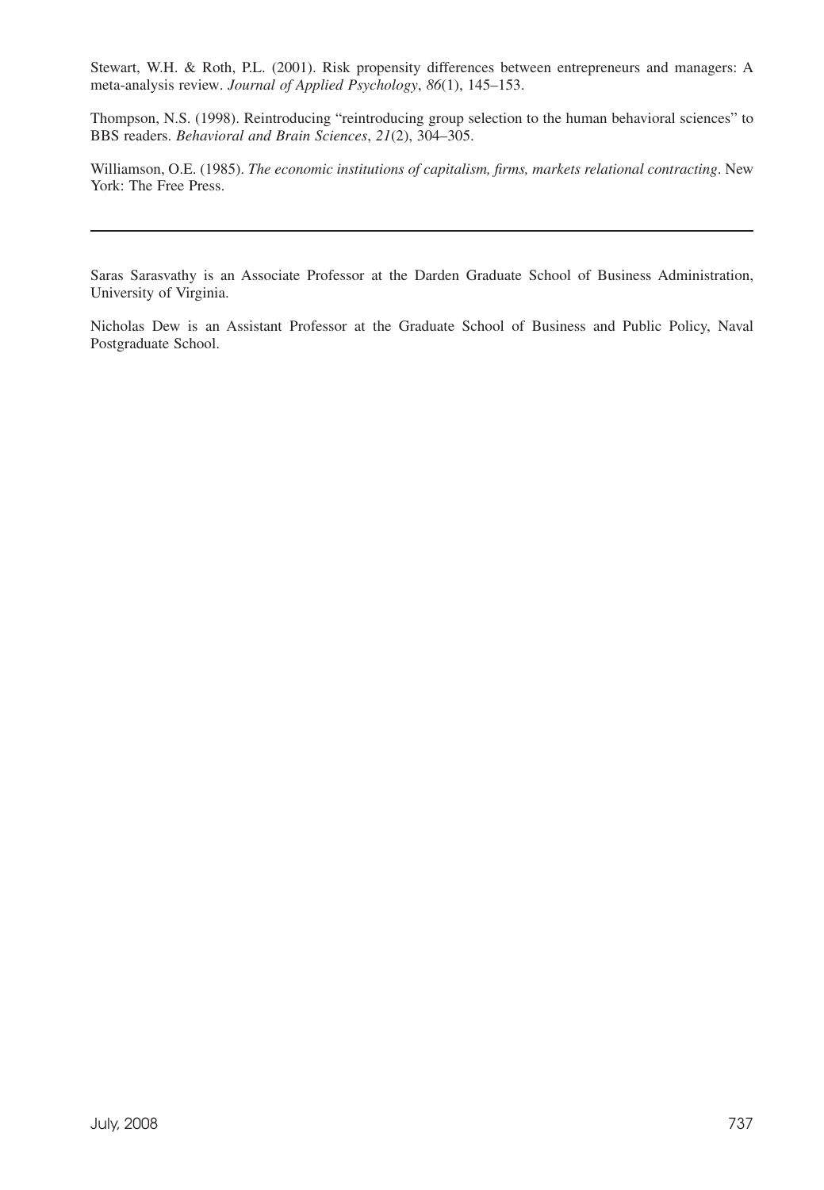Stewart, W.H. & Roth, P.L. (2001). Risk propensity differences between entrepreneurs and managers: A meta-analysis review. *Journal of Applied Psychology*, *86*(1), 145–153.

Thompson, N.S. (1998). Reintroducing "reintroducing group selection to the human behavioral sciences" to BBS readers. *Behavioral and Brain Sciences*, *21*(2), 304–305.

Williamson, O.E. (1985). *The economic institutions of capitalism, firms, markets relational contracting*. New York: The Free Press.

---

Saras Sarasvathy is an Associate Professor at the Darden Graduate School of Business Administration, University of Virginia.

Nicholas Dew is an Assistant Professor at the Graduate School of Business and Public Policy, Naval Postgraduate School.